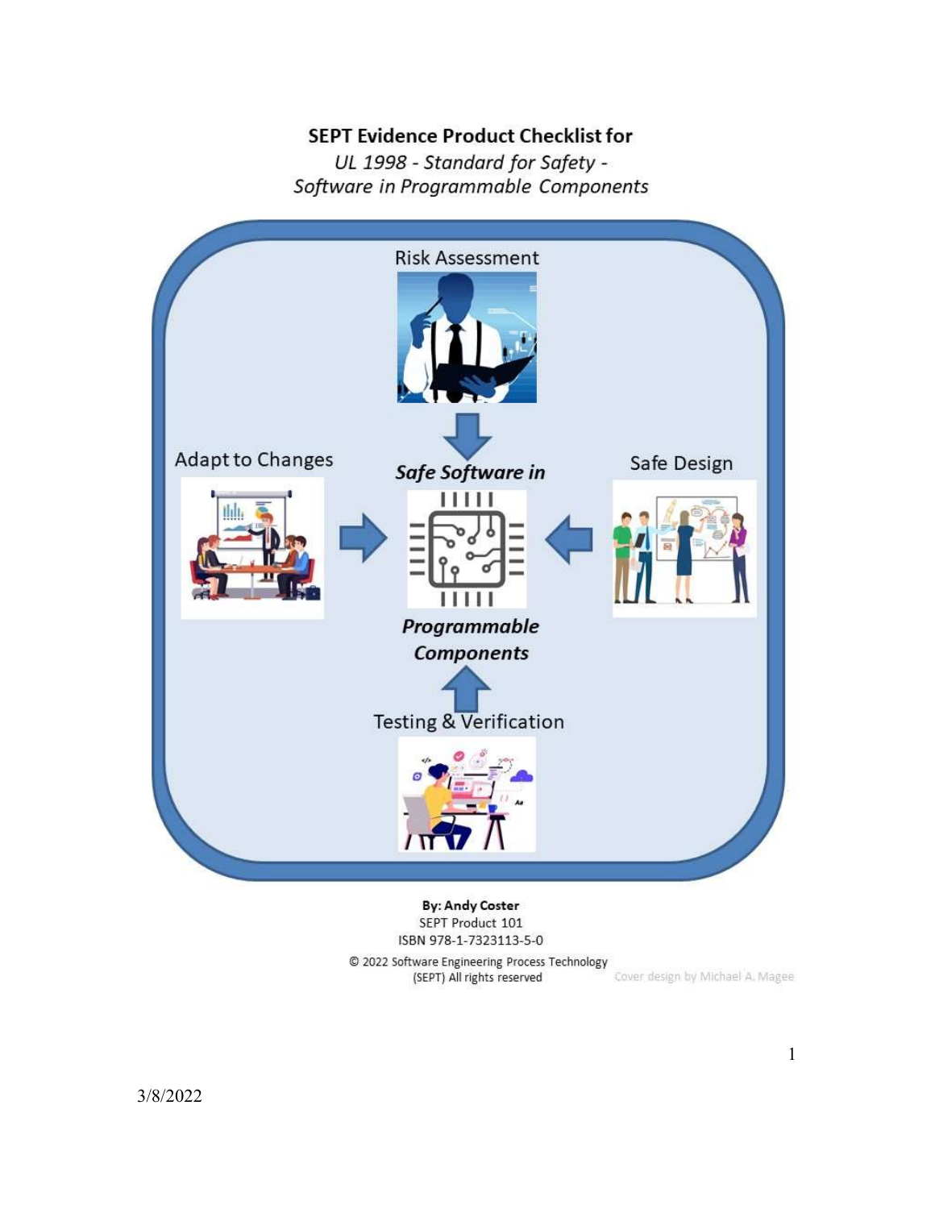# SEPT Evidence Product Checklist for

*UL 1998 - Standard for Safety - Software in Programmable Components*

Risk Assessment

Adapt to Changes

***Safe Software in***

Safe Design

***Programmable Components***

Testing & Verification

**By: Andy Coster**

SEPT Product 101

ISBN 978-1-7323113-5-0

© 2022 Software Engineering Process Technology (SEPT) All rights reserved

Cover design by Michael A. Magee

3/8/2022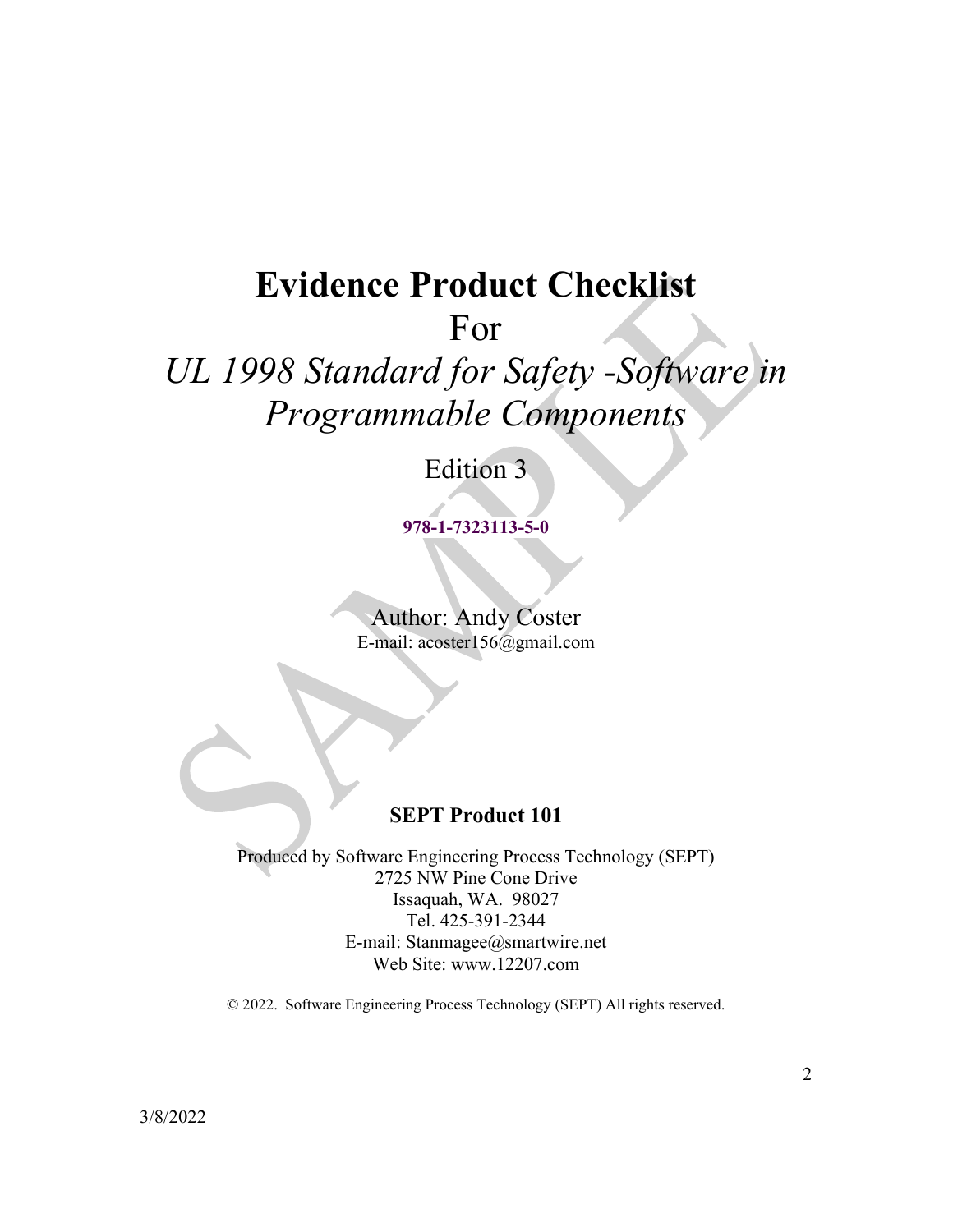# Evidence Product Checklist

For

*UL 1998 Standard for Safety -Software in Programmable Components*

Edition 3

**978-1-7323113-5-0**

Author: Andy Coster
E-mail: acoster156@gmail.com

**SEPT Product 101**

Produced by Software Engineering Process Technology (SEPT)
2725 NW Pine Cone Drive
Issaquah, WA. 98027
Tel. 425-391-2344
E-mail: Stanmagee@smartwire.net
Web Site: www.12207.com

© 2022. Software Engineering Process Technology (SEPT) All rights reserved.

3/8/2022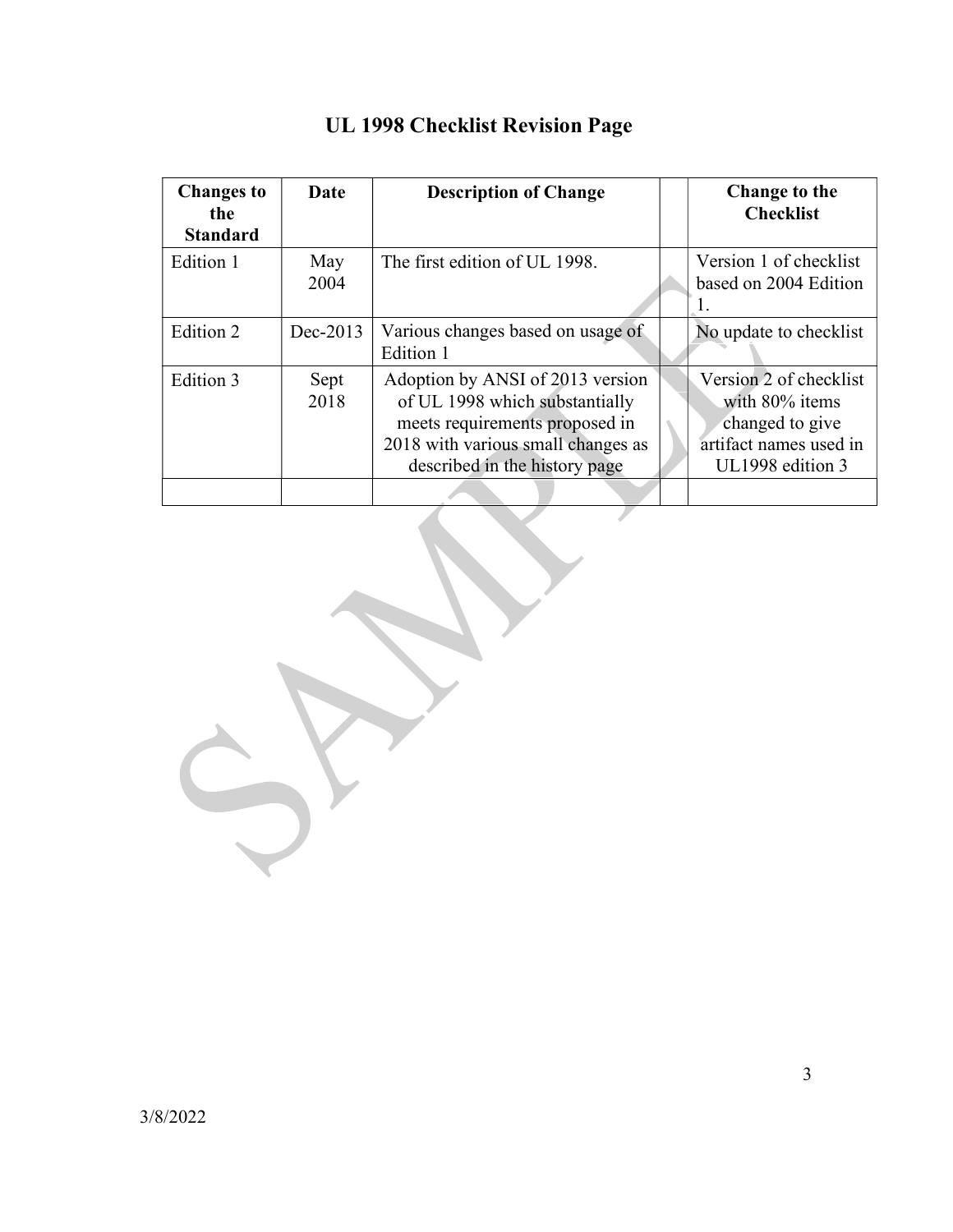# UL 1998 Checklist Revision Page

| Changes to the Standard | Date | Description of Change | | Change to the Checklist |
| --- | --- | --- | --- | --- |
| Edition 1 | May 2004 | The first edition of UL 1998. | | Version 1 of checklist based on 2004 Edition 1. |
| Edition 2 | Dec-2013 | Various changes based on usage of Edition 1 | | No update to checklist |
| Edition 3 | Sept 2018 | Adoption by ANSI of 2013 version of UL 1998 which substantially meets requirements proposed in 2018 with various small changes as described in the history page | | Version 2 of checklist with 80% items changed to give artifact names used in UL1998 edition 3 |
| | | | | |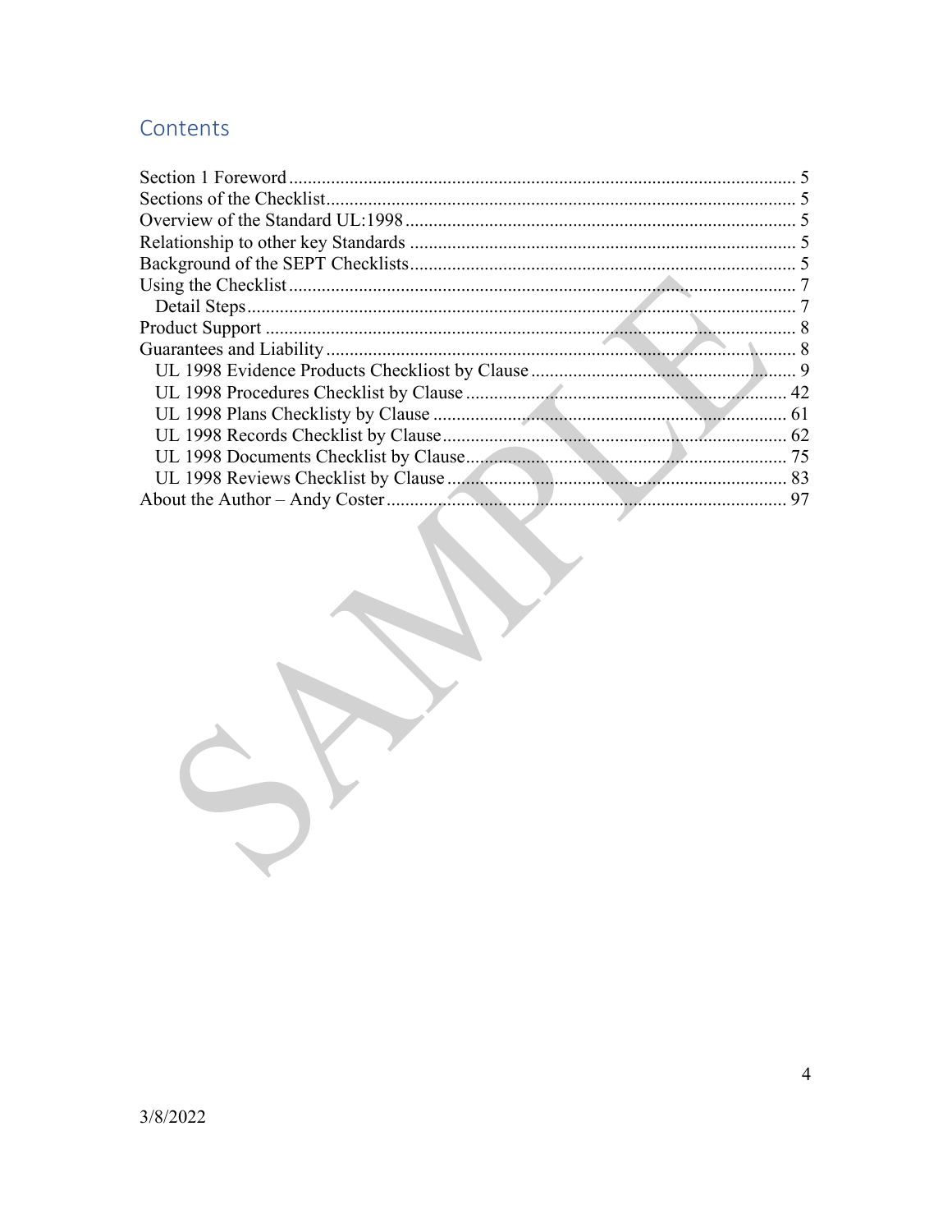## Contents

- Section 1 Foreword ........ 5
- Sections of the Checklist ........ 5
- Overview of the Standard UL:1998 ........ 5
- Relationship to other key Standards ........ 5
- Background of the SEPT Checklists ........ 5
- Using the Checklist ........ 7
  - Detail Steps ........ 7
- Product Support ........ 8
- Guarantees and Liability ........ 8
  - UL 1998 Evidence Products Checkliost by Clause ........ 9
  - UL 1998 Procedures Checklist by Clause ........ 42
  - UL 1998 Plans Checklisty by Clause ........ 61
  - UL 1998 Records Checklist by Clause ........ 62
  - UL 1998 Documents Checklist by Clause ........ 75
  - UL 1998 Reviews Checklist by Clause ........ 83
- About the Author – Andy Coster ........ 97

3/8/2022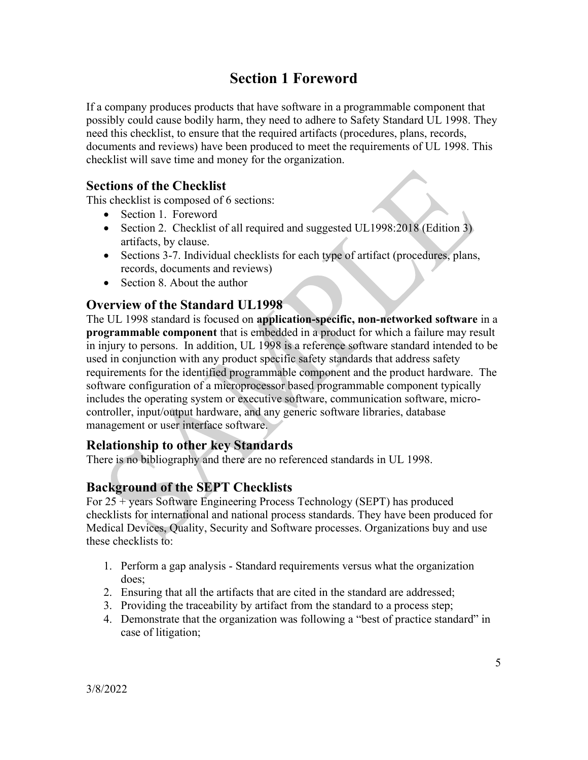# Section 1 Foreword

If a company produces products that have software in a programmable component that possibly could cause bodily harm, they need to adhere to Safety Standard UL 1998. They need this checklist, to ensure that the required artifacts (procedures, plans, records, documents and reviews) have been produced to meet the requirements of UL 1998. This checklist will save time and money for the organization.

## Sections of the Checklist

This checklist is composed of 6 sections:

- Section 1. Foreword
- Section 2. Checklist of all required and suggested UL1998:2018 (Edition 3) artifacts, by clause.
- Sections 3-7. Individual checklists for each type of artifact (procedures, plans, records, documents and reviews)
- Section 8. About the author

## Overview of the Standard UL1998

The UL 1998 standard is focused on **application-specific, non-networked software** in a **programmable component** that is embedded in a product for which a failure may result in injury to persons. In addition, UL 1998 is a reference software standard intended to be used in conjunction with any product specific safety standards that address safety requirements for the identified programmable component and the product hardware. The software configuration of a microprocessor based programmable component typically includes the operating system or executive software, communication software, micro-controller, input/output hardware, and any generic software libraries, database management or user interface software.

## Relationship to other key Standards

There is no bibliography and there are no referenced standards in UL 1998.

## Background of the SEPT Checklists

For 25 + years Software Engineering Process Technology (SEPT) has produced checklists for international and national process standards. They have been produced for Medical Devices, Quality, Security and Software processes. Organizations buy and use these checklists to:

1. Perform a gap analysis - Standard requirements versus what the organization does;
2. Ensuring that all the artifacts that are cited in the standard are addressed;
3. Providing the traceability by artifact from the standard to a process step;
4. Demonstrate that the organization was following a "best of practice standard" in case of litigation;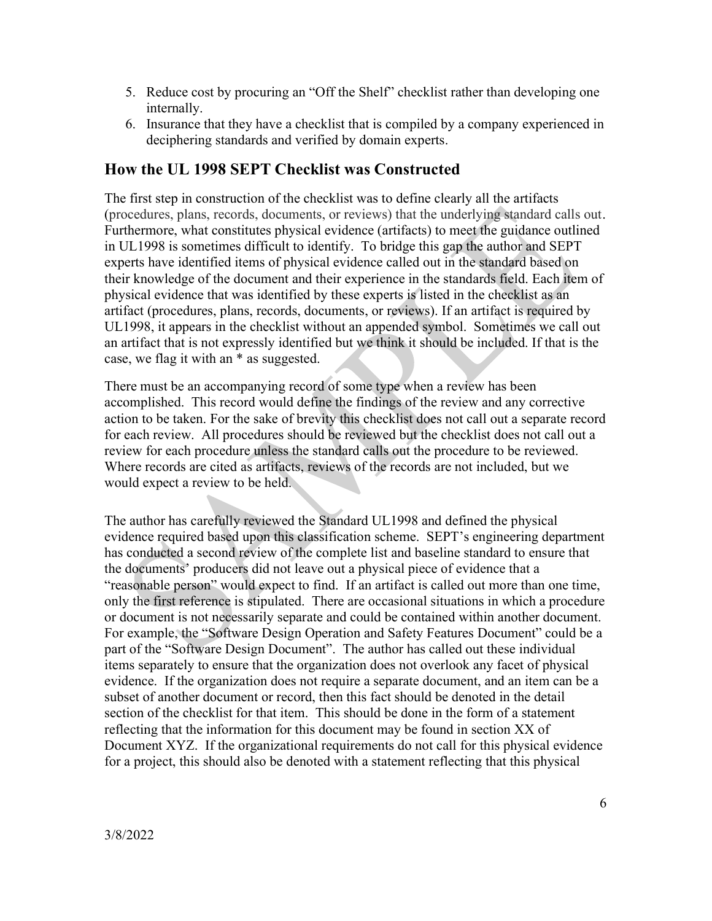5. Reduce cost by procuring an "Off the Shelf" checklist rather than developing one internally.
6. Insurance that they have a checklist that is compiled by a company experienced in deciphering standards and verified by domain experts.

## How the UL 1998 SEPT Checklist was Constructed

The first step in construction of the checklist was to define clearly all the artifacts (procedures, plans, records, documents, or reviews) that the underlying standard calls out. Furthermore, what constitutes physical evidence (artifacts) to meet the guidance outlined in UL1998 is sometimes difficult to identify. To bridge this gap the author and SEPT experts have identified items of physical evidence called out in the standard based on their knowledge of the document and their experience in the standards field. Each item of physical evidence that was identified by these experts is listed in the checklist as an artifact (procedures, plans, records, documents, or reviews). If an artifact is required by UL1998, it appears in the checklist without an appended symbol. Sometimes we call out an artifact that is not expressly identified but we think it should be included. If that is the case, we flag it with an * as suggested.

There must be an accompanying record of some type when a review has been accomplished. This record would define the findings of the review and any corrective action to be taken. For the sake of brevity this checklist does not call out a separate record for each review. All procedures should be reviewed but the checklist does not call out a review for each procedure unless the standard calls out the procedure to be reviewed. Where records are cited as artifacts, reviews of the records are not included, but we would expect a review to be held.

The author has carefully reviewed the Standard UL1998 and defined the physical evidence required based upon this classification scheme. SEPT's engineering department has conducted a second review of the complete list and baseline standard to ensure that the documents' producers did not leave out a physical piece of evidence that a "reasonable person" would expect to find. If an artifact is called out more than one time, only the first reference is stipulated. There are occasional situations in which a procedure or document is not necessarily separate and could be contained within another document. For example, the "Software Design Operation and Safety Features Document" could be a part of the "Software Design Document". The author has called out these individual items separately to ensure that the organization does not overlook any facet of physical evidence. If the organization does not require a separate document, and an item can be a subset of another document or record, then this fact should be denoted in the detail section of the checklist for that item. This should be done in the form of a statement reflecting that the information for this document may be found in section XX of Document XYZ. If the organizational requirements do not call for this physical evidence for a project, this should also be denoted with a statement reflecting that this physical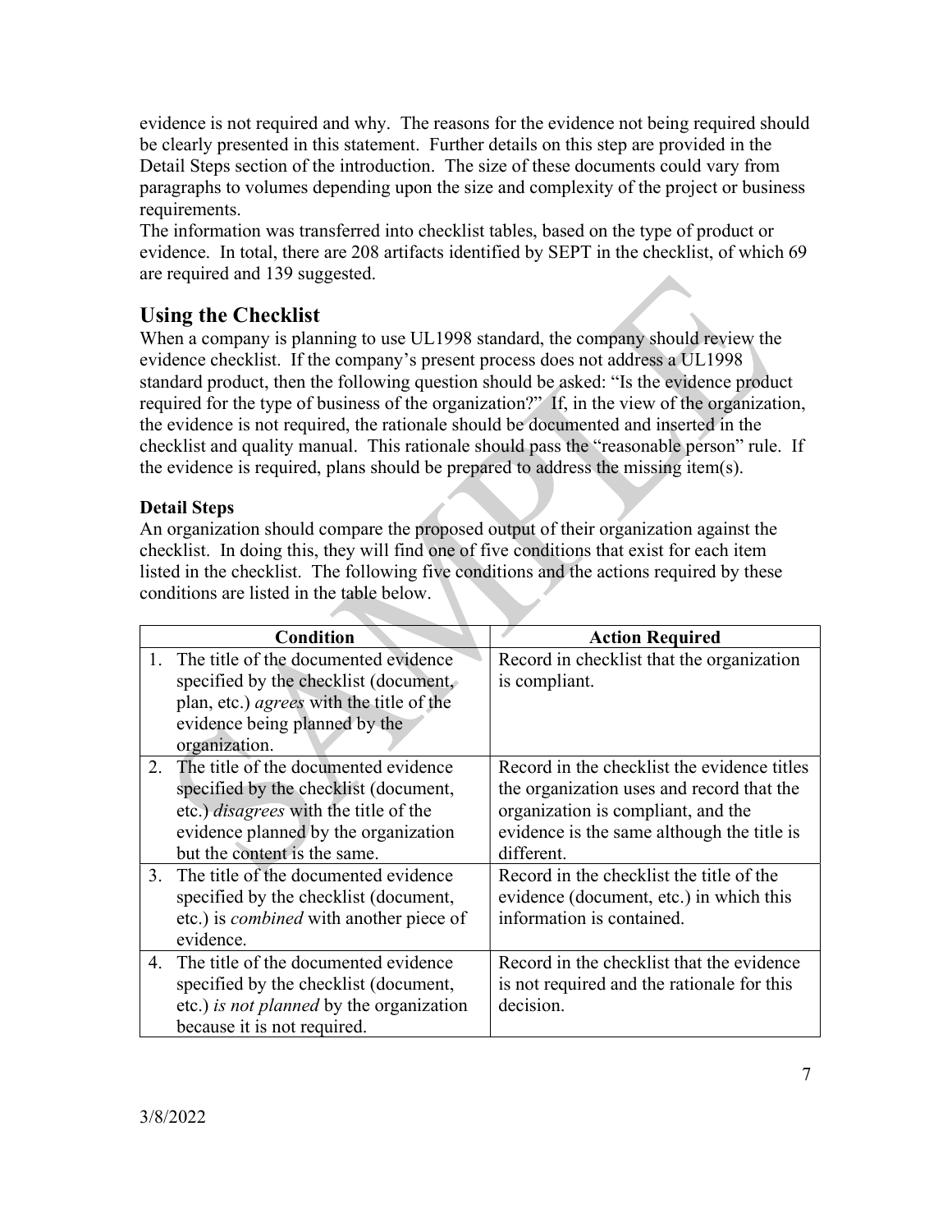evidence is not required and why. The reasons for the evidence not being required should be clearly presented in this statement. Further details on this step are provided in the Detail Steps section of the introduction. The size of these documents could vary from paragraphs to volumes depending upon the size and complexity of the project or business requirements.

The information was transferred into checklist tables, based on the type of product or evidence. In total, there are 208 artifacts identified by SEPT in the checklist, of which 69 are required and 139 suggested.

## Using the Checklist

When a company is planning to use UL1998 standard, the company should review the evidence checklist. If the company's present process does not address a UL1998 standard product, then the following question should be asked: "Is the evidence product required for the type of business of the organization?" If, in the view of the organization, the evidence is not required, the rationale should be documented and inserted in the checklist and quality manual. This rationale should pass the "reasonable person" rule. If the evidence is required, plans should be prepared to address the missing item(s).

**Detail Steps**

An organization should compare the proposed output of their organization against the checklist. In doing this, they will find one of five conditions that exist for each item listed in the checklist. The following five conditions and the actions required by these conditions are listed in the table below.

| Condition | Action Required |
|---|---|
| 1. The title of the documented evidence specified by the checklist (document, plan, etc.) *agrees* with the title of the evidence being planned by the organization. | Record in checklist that the organization is compliant. |
| 2. The title of the documented evidence specified by the checklist (document, etc.) *disagrees* with the title of the evidence planned by the organization but the content is the same. | Record in the checklist the evidence titles the organization uses and record that the organization is compliant, and the evidence is the same although the title is different. |
| 3. The title of the documented evidence specified by the checklist (document, etc.) is *combined* with another piece of evidence. | Record in the checklist the title of the evidence (document, etc.) in which this information is contained. |
| 4. The title of the documented evidence specified by the checklist (document, etc.) *is not planned* by the organization because it is not required. | Record in the checklist that the evidence is not required and the rationale for this decision. |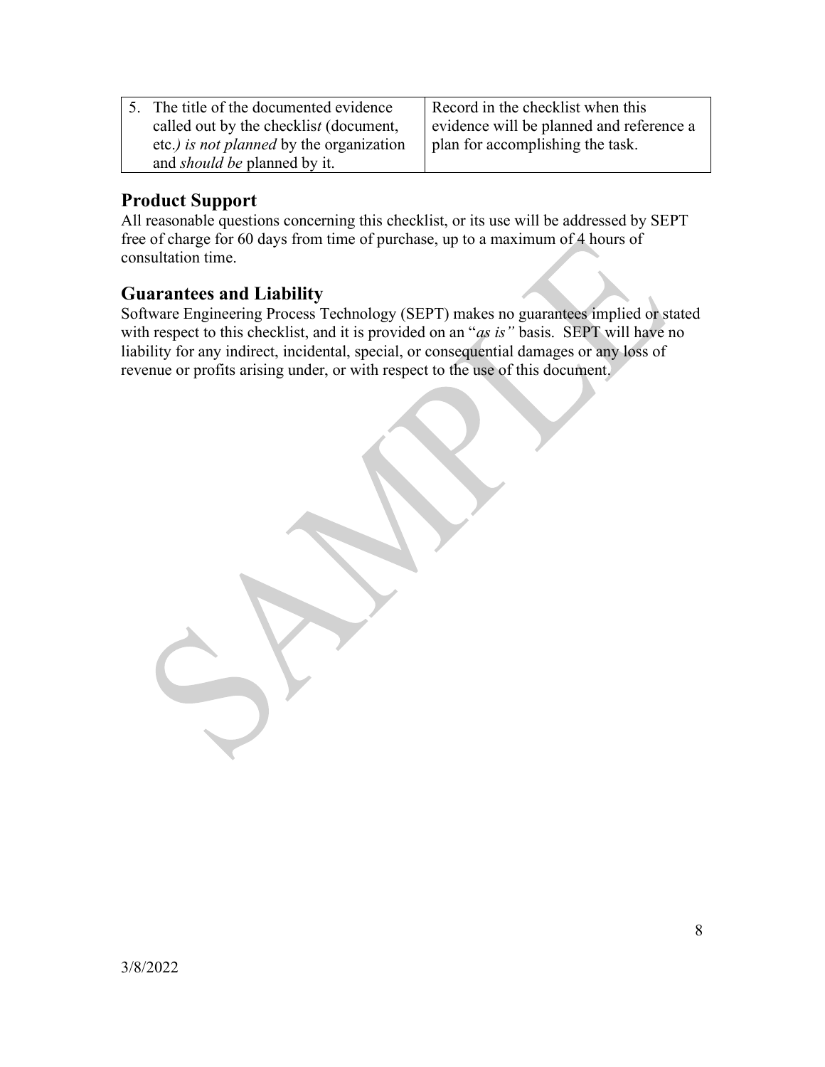| 5. The title of the documented evidence called out by the checklis*t* (document, etc.*) is not planned* by the organization and *should be* planned by it. | Record in the checklist when this evidence will be planned and reference a plan for accomplishing the task. |
|---|---|

## Product Support

All reasonable questions concerning this checklist, or its use will be addressed by SEPT free of charge for 60 days from time of purchase, up to a maximum of 4 hours of consultation time.

## Guarantees and Liability

Software Engineering Process Technology (SEPT) makes no guarantees implied or stated with respect to this checklist, and it is provided on an "*as is"* basis. SEPT will have no liability for any indirect, incidental, special, or consequential damages or any loss of revenue or profits arising under, or with respect to the use of this document.

3/8/2022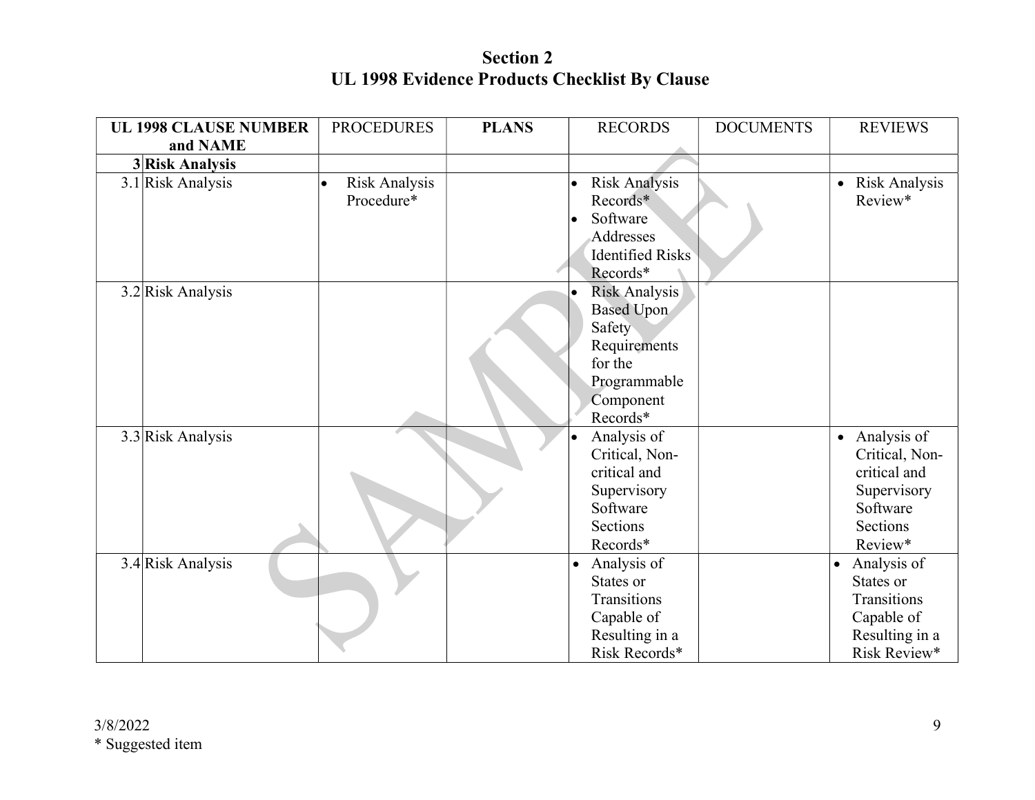# Section 2
# UL 1998 Evidence Products Checklist By Clause

| UL 1998 CLAUSE NUMBER and NAME | | PROCEDURES | PLANS | RECORDS | DOCUMENTS | REVIEWS |
|---|---|---|---|---|---|---|
| 3 | **Risk Analysis** | | | | | |
| 3.1 | Risk Analysis | • Risk Analysis Procedure* | | • Risk Analysis Records*<br>• Software Addresses Identified Risks Records* | | • Risk Analysis Review* |
| 3.2 | Risk Analysis | | | • Risk Analysis Based Upon Safety Requirements for the Programmable Component Records* | | |
| 3.3 | Risk Analysis | | | • Analysis of Critical, Non-critical and Supervisory Software Sections Records* | | • Analysis of Critical, Non-critical and Supervisory Software Sections Review* |
| 3.4 | Risk Analysis | | | • Analysis of States or Transitions Capable of Resulting in a Risk Records* | | • Analysis of States or Transitions Capable of Resulting in a Risk Review* |

3/8/2022

* Suggested item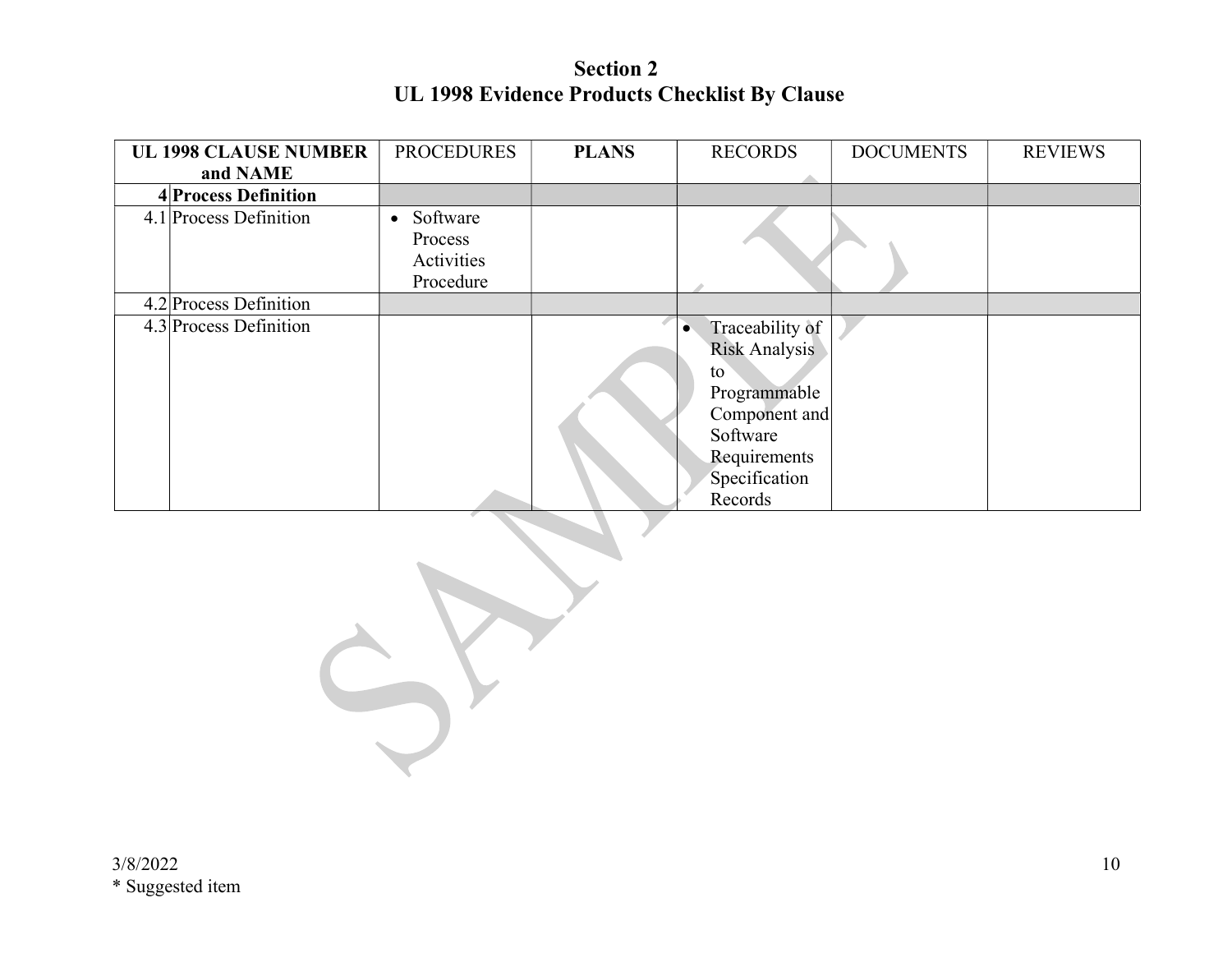## Section 2
## UL 1998 Evidence Products Checklist By Clause

| UL 1998 CLAUSE NUMBER and NAME | | PROCEDURES | PLANS | RECORDS | DOCUMENTS | REVIEWS |
|---|---|---|---|---|---|---|
| **4** | **Process Definition** | | | | | |
| 4.1 | Process Definition | • Software Process Activities Procedure | | | | |
| 4.2 | Process Definition | | | | | |
| 4.3 | Process Definition | | | • Traceability of Risk Analysis to Programmable Component and Software Requirements Specification Records | | |

3/8/2022

\* Suggested item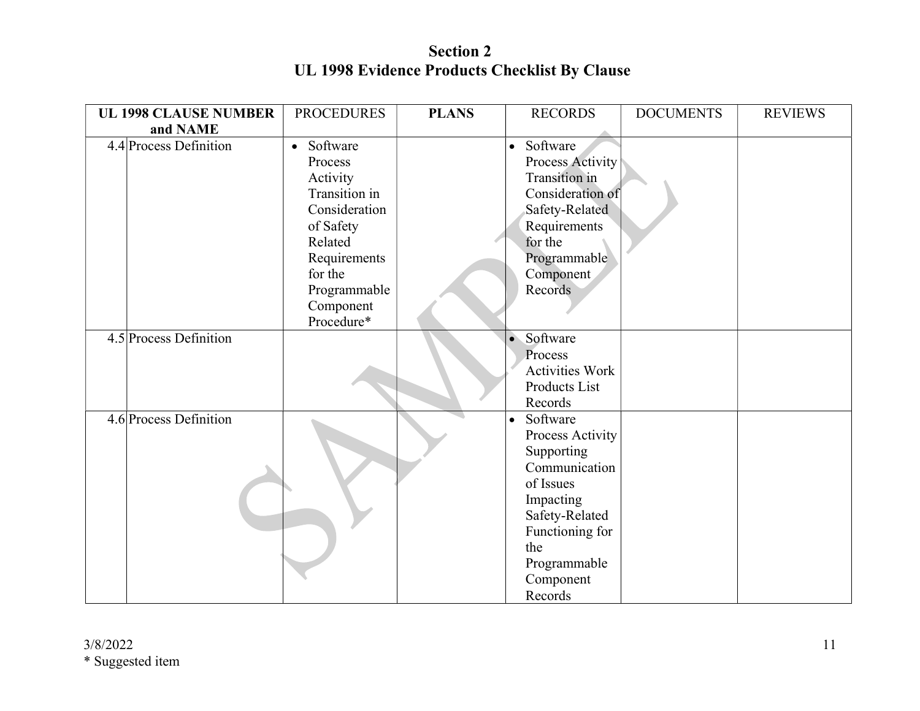# Section 2
# UL 1998 Evidence Products Checklist By Clause

| UL 1998 CLAUSE NUMBER and NAME | | PROCEDURES | PLANS | RECORDS | DOCUMENTS | REVIEWS |
|---|---|---|---|---|---|---|
| 4.4 | Process Definition | • Software Process Activity Transition in Consideration of Safety Related Requirements for the Programmable Component Procedure* | | • Software Process Activity Transition in Consideration of Safety-Related Requirements for the Programmable Component Records | | |
| 4.5 | Process Definition | | | • Software Process Activities Work Products List Records | | |
| 4.6 | Process Definition | | | • Software Process Activity Supporting Communication of Issues Impacting Safety-Related Functioning for the Programmable Component Records | | |

3/8/2022

* Suggested item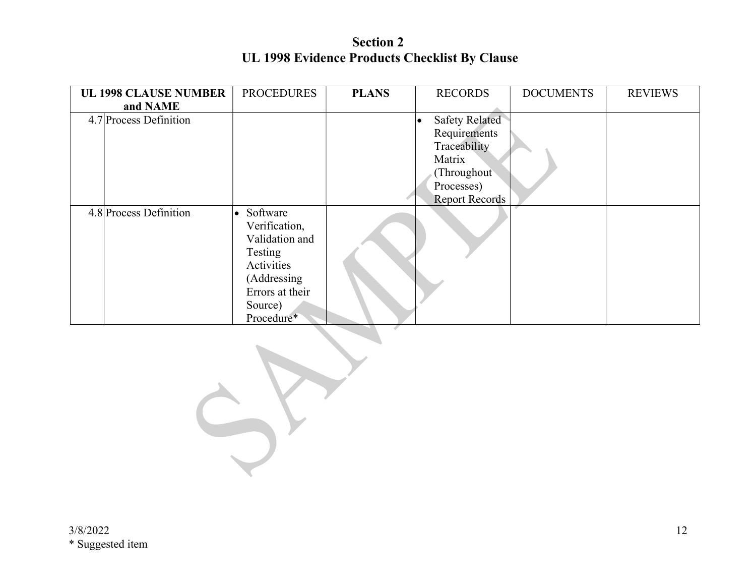# Section 2
# UL 1998 Evidence Products Checklist By Clause

| UL 1998 CLAUSE NUMBER and NAME | | PROCEDURES | **PLANS** | RECORDS | DOCUMENTS | REVIEWS |
|---|---|---|---|---|---|---|
| 4.7 | Process Definition | | | • Safety Related Requirements Traceability Matrix (Throughout Processes) Report Records | | |
| 4.8 | Process Definition | • Software Verification, Validation and Testing Activities (Addressing Errors at their Source) Procedure* | | | | |

3/8/2022
* Suggested item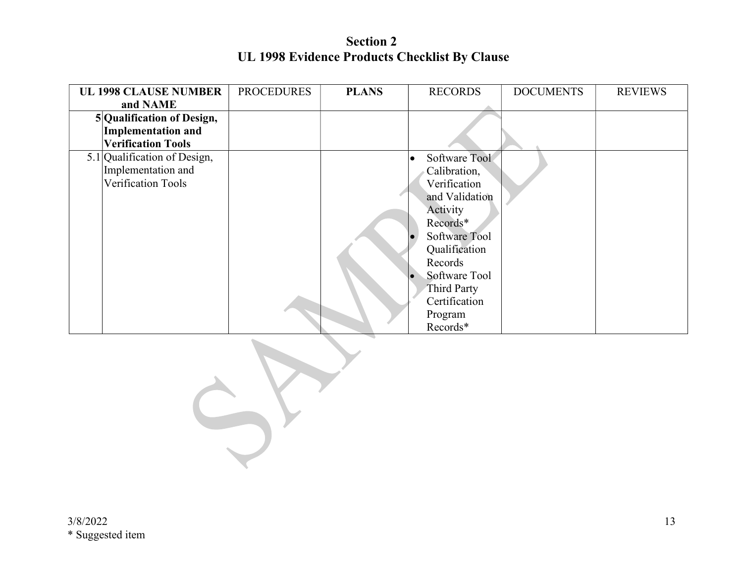**Section 2**
**UL 1998 Evidence Products Checklist By Clause**

| UL 1998 CLAUSE NUMBER and NAME | | PROCEDURES | PLANS | RECORDS | DOCUMENTS | REVIEWS |
|---|---|---|---|---|---|---|
| **5** | **Qualification of Design, Implementation and Verification Tools** | | | | | |
| 5.1 | Qualification of Design, Implementation and Verification Tools | | | • Software Tool Calibration, Verification and Validation Activity Records*<br>• Software Tool Qualification Records<br>• Software Tool Third Party Certification Program Records* | | |

3/8/2022

* Suggested item